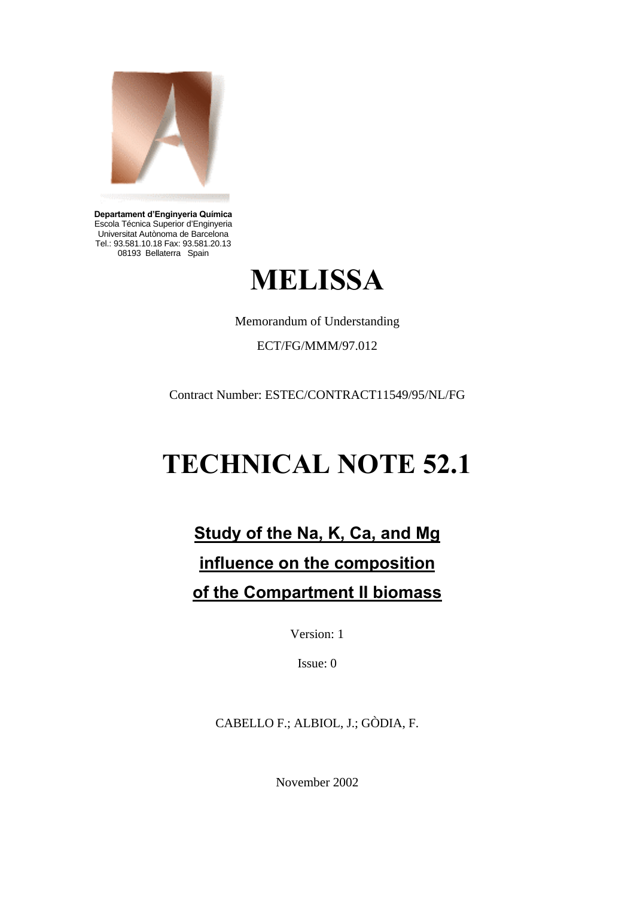**Departament d'Enginyeria Química**
Escola Técnica Superior d'Enginyeria
Universitat Autònoma de Barcelona
Tel.: 93.581.10.18 Fax: 93.581.20.13
08193 Bellaterra Spain

# MELISSA

Memorandum of Understanding

ECT/FG/MMM/97.012

Contract Number: ESTEC/CONTRACT11549/95/NL/FG

# TECHNICAL NOTE 52.1

## Study of the Na, K, Ca, and Mg influence on the composition of the Compartment II biomass

Version: 1

Issue: 0

CABELLO F.; ALBIOL, J.; GÒDIA, F.

November 2002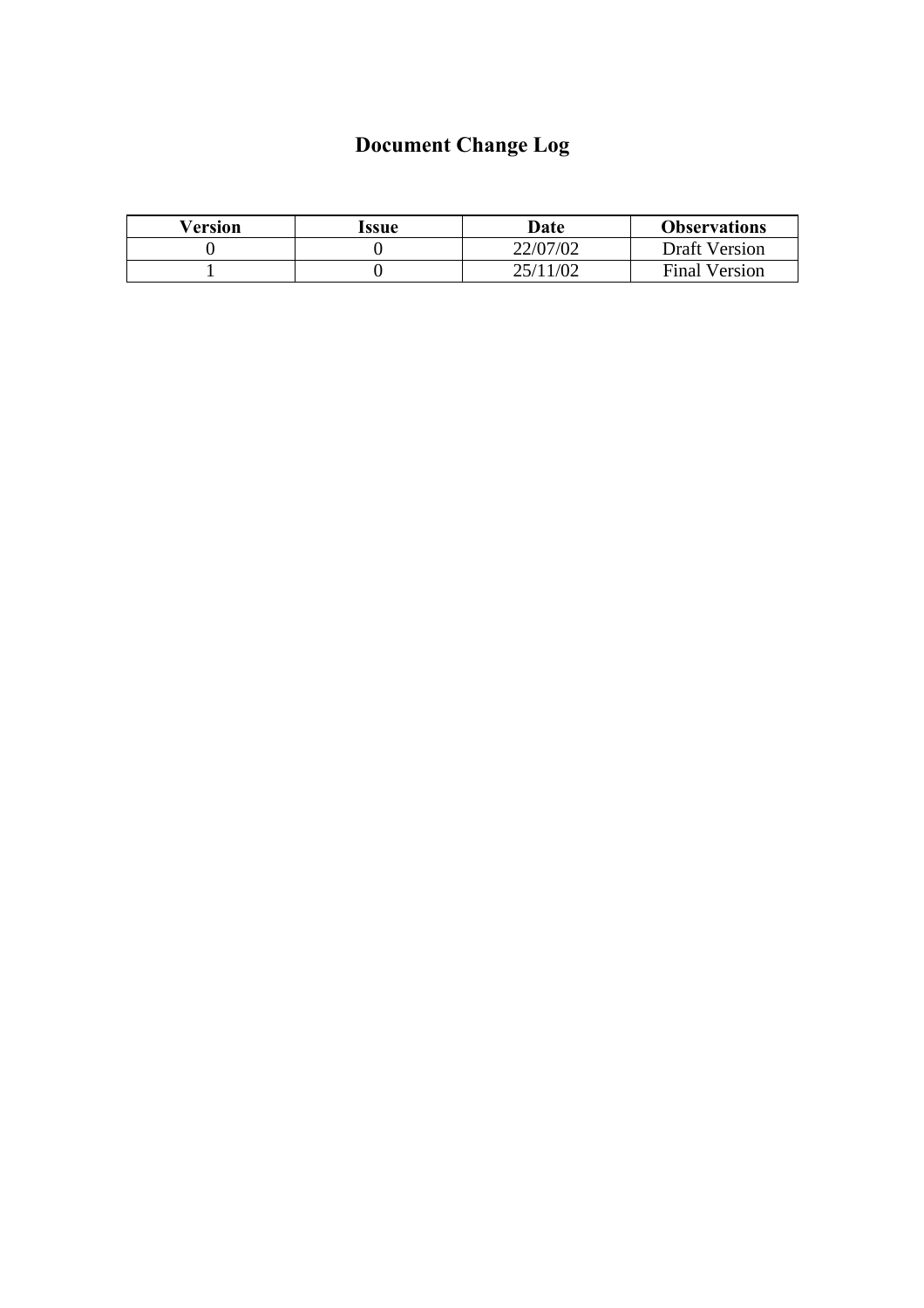# Document Change Log

| Version | Issue | Date | Observations |
|---|---|---|---|
| 0 | 0 | 22/07/02 | Draft Version |
| 1 | 0 | 25/11/02 | Final Version |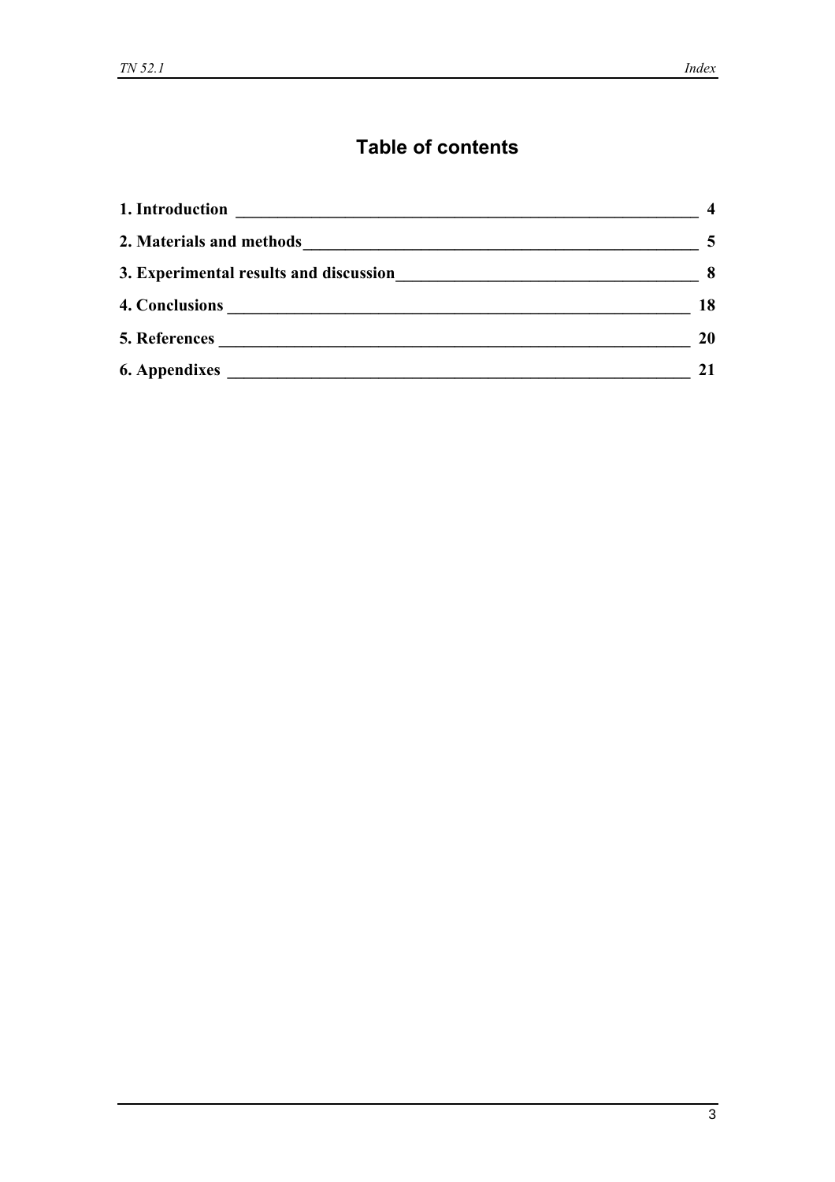# Table of contents

**1. Introduction** ______ **4**

**2. Materials and methods** ______ **5**

**3. Experimental results and discussion** ______ **8**

**4. Conclusions** ______ **18**

**5. References** ______ **20**

**6. Appendixes** ______ **21**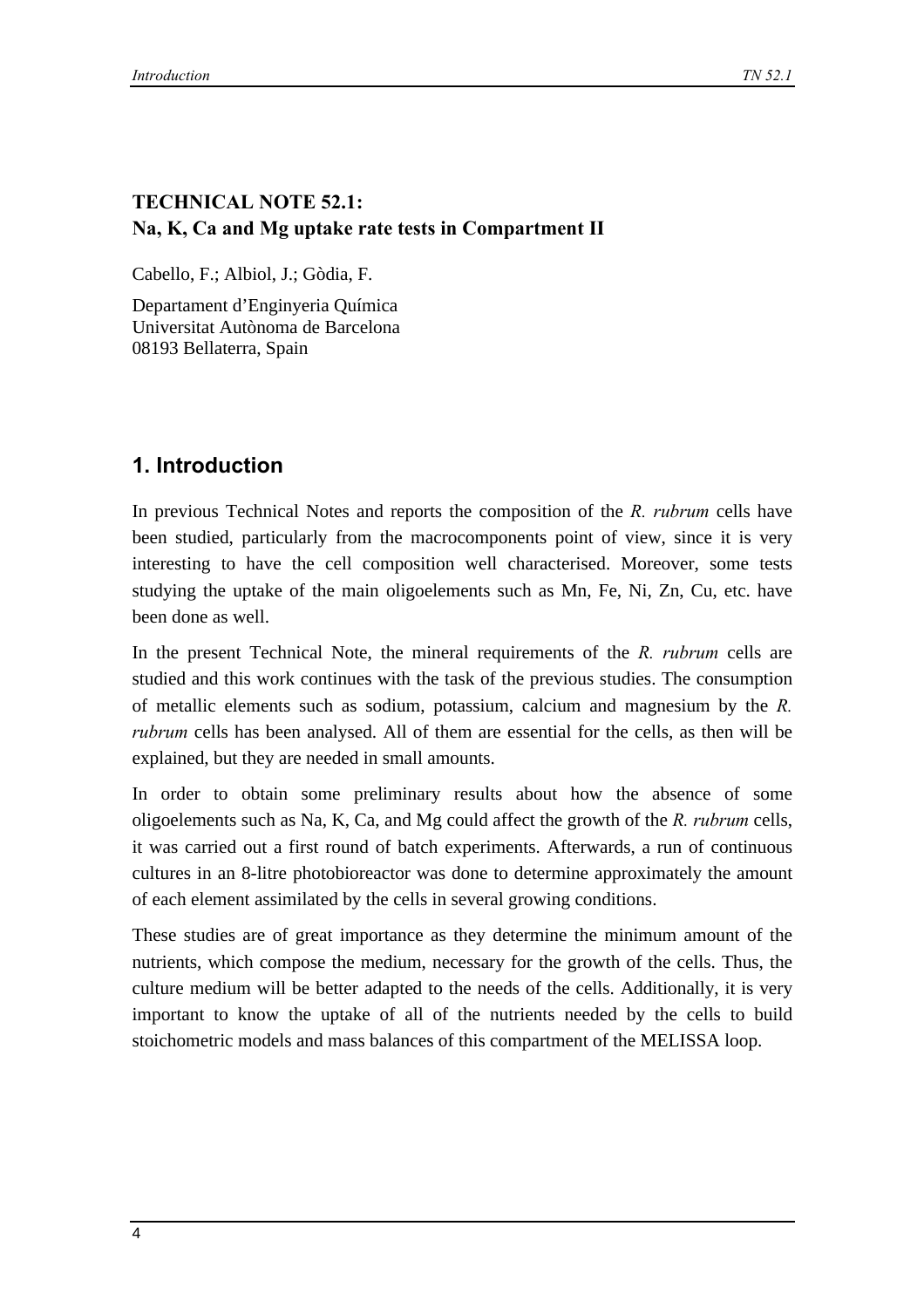**TECHNICAL NOTE 52.1:**
**Na, K, Ca and Mg uptake rate tests in Compartment II**

Cabello, F.; Albiol, J.; Gòdia, F.

Departament d'Enginyeria Química
Universitat Autònoma de Barcelona
08193 Bellaterra, Spain

## 1. Introduction

In previous Technical Notes and reports the composition of the *R. rubrum* cells have been studied, particularly from the macrocomponents point of view, since it is very interesting to have the cell composition well characterised. Moreover, some tests studying the uptake of the main oligoelements such as Mn, Fe, Ni, Zn, Cu, etc. have been done as well.

In the present Technical Note, the mineral requirements of the *R. rubrum* cells are studied and this work continues with the task of the previous studies. The consumption of metallic elements such as sodium, potassium, calcium and magnesium by the *R. rubrum* cells has been analysed. All of them are essential for the cells, as then will be explained, but they are needed in small amounts.

In order to obtain some preliminary results about how the absence of some oligoelements such as Na, K, Ca, and Mg could affect the growth of the *R. rubrum* cells, it was carried out a first round of batch experiments. Afterwards, a run of continuous cultures in an 8-litre photobioreactor was done to determine approximately the amount of each element assimilated by the cells in several growing conditions.

These studies are of great importance as they determine the minimum amount of the nutrients, which compose the medium, necessary for the growth of the cells. Thus, the culture medium will be better adapted to the needs of the cells. Additionally, it is very important to know the uptake of all of the nutrients needed by the cells to build stoichometric models and mass balances of this compartment of the MELISSA loop.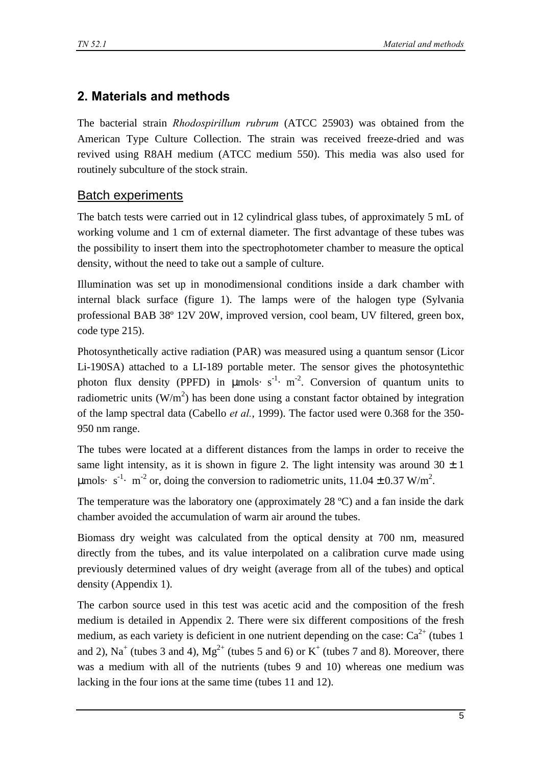## 2. Materials and methods

The bacterial strain *Rhodospirillum rubrum* (ATCC 25903) was obtained from the American Type Culture Collection. The strain was received freeze-dried and was revived using R8AH medium (ATCC medium 550). This media was also used for routinely subculture of the stock strain.

### Batch experiments

The batch tests were carried out in 12 cylindrical glass tubes, of approximately 5 mL of working volume and 1 cm of external diameter. The first advantage of these tubes was the possibility to insert them into the spectrophotometer chamber to measure the optical density, without the need to take out a sample of culture.

Illumination was set up in monodimensional conditions inside a dark chamber with internal black surface (figure 1). The lamps were of the halogen type (Sylvania professional BAB 38º 12V 20W, improved version, cool beam, UV filtered, green box, code type 215).

Photosynthetically active radiation (PAR) was measured using a quantum sensor (Licor Li-190SA) attached to a LI-189 portable meter. The sensor gives the photosyntethic photon flux density (PPFD) in $\mu mols \cdot s^{-1} \cdot m^{-2}$. Conversion of quantum units to radiometric units ($W/m^2$) has been done using a constant factor obtained by integration of the lamp spectral data (Cabello *et al.*, 1999). The factor used were 0.368 for the 350-950 nm range.

The tubes were located at a different distances from the lamps in order to receive the same light intensity, as it is shown in figure 2. The light intensity was around $30 \pm 1$ $\mu mols \cdot s^{-1} \cdot m^{-2}$ or, doing the conversion to radiometric units, $11.04 \pm 0.37$ $W/m^2$.

The temperature was the laboratory one (approximately 28 ºC) and a fan inside the dark chamber avoided the accumulation of warm air around the tubes.

Biomass dry weight was calculated from the optical density at 700 nm, measured directly from the tubes, and its value interpolated on a calibration curve made using previously determined values of dry weight (average from all of the tubes) and optical density (Appendix 1).

The carbon source used in this test was acetic acid and the composition of the fresh medium is detailed in Appendix 2. There were six different compositions of the fresh medium, as each variety is deficient in one nutrient depending on the case: $Ca^{2+}$ (tubes 1 and 2), $Na^{+}$ (tubes 3 and 4), $Mg^{2+}$ (tubes 5 and 6) or $K^{+}$ (tubes 7 and 8). Moreover, there was a medium with all of the nutrients (tubes 9 and 10) whereas one medium was lacking in the four ions at the same time (tubes 11 and 12).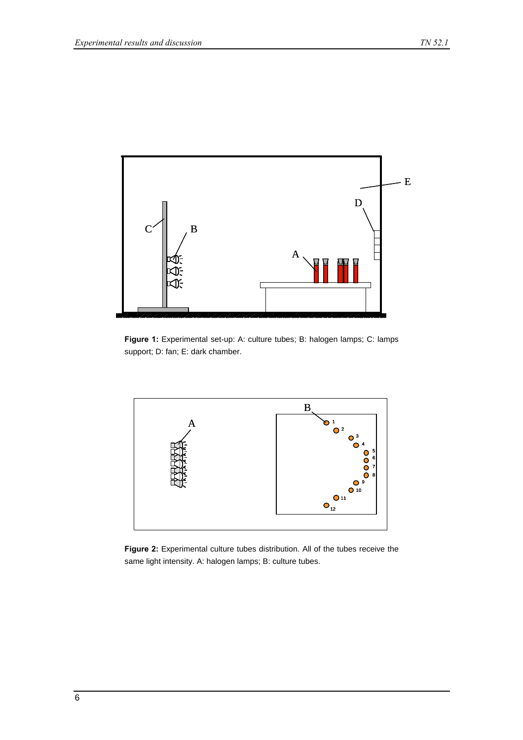Figure 1: Experimental set-up: A: culture tubes; B: halogen lamps; C: lamps support; D: fan; E: dark chamber.

Figure 2: Experimental culture tubes distribution. All of the tubes receive the same light intensity. A: halogen lamps; B: culture tubes.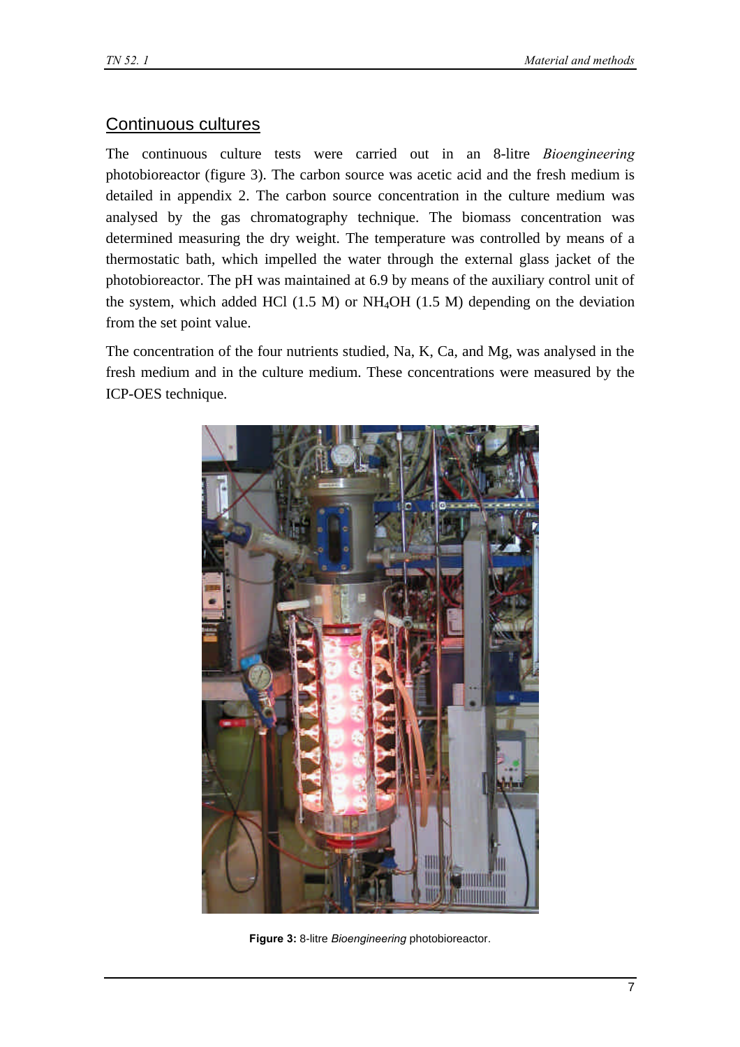## Continuous cultures

The continuous culture tests were carried out in an 8-litre *Bioengineering* photobioreactor (figure 3). The carbon source was acetic acid and the fresh medium is detailed in appendix 2. The carbon source concentration in the culture medium was analysed by the gas chromatography technique. The biomass concentration was determined measuring the dry weight. The temperature was controlled by means of a thermostatic bath, which impelled the water through the external glass jacket of the photobioreactor. The pH was maintained at 6.9 by means of the auxiliary control unit of the system, which added HCl (1.5 M) or $NH_4OH$ (1.5 M) depending on the deviation from the set point value.

The concentration of the four nutrients studied, Na, K, Ca, and Mg, was analysed in the fresh medium and in the culture medium. These concentrations were measured by the ICP-OES technique.

**Figure 3:** 8-litre *Bioengineering* photobioreactor.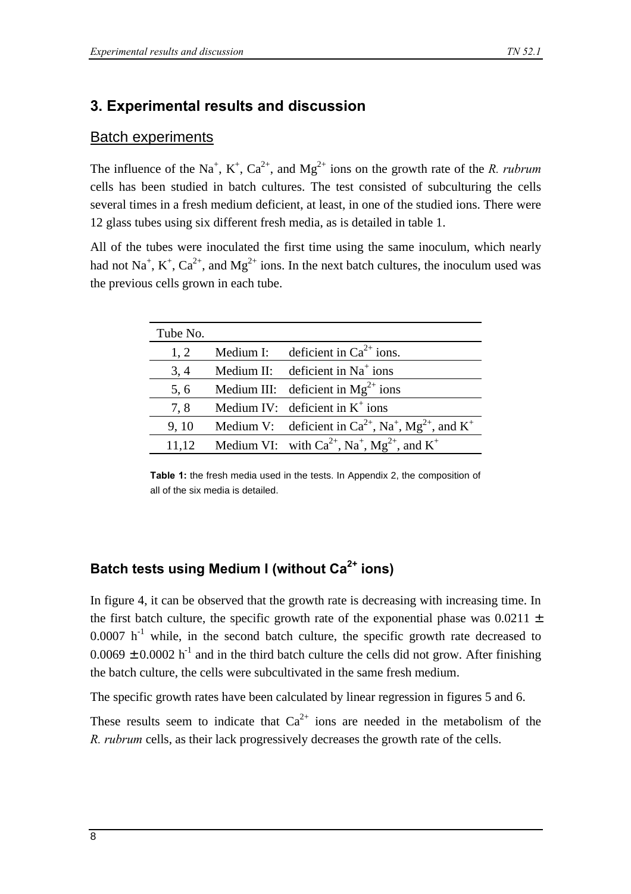## 3. Experimental results and discussion

### Batch experiments

The influence of the $Na^+$, $K^+$, $Ca^{2+}$, and $Mg^{2+}$ ions on the growth rate of the *R. rubrum* cells has been studied in batch cultures. The test consisted of subculturing the cells several times in a fresh medium deficient, at least, in one of the studied ions. There were 12 glass tubes using six different fresh media, as is detailed in table 1.

All of the tubes were inoculated the first time using the same inoculum, which nearly had not $Na^+$, $K^+$, $Ca^{2+}$, and $Mg^{2+}$ ions. In the next batch cultures, the inoculum used was the previous cells grown in each tube.

| Tube No. | | |
|---|---|---|
| 1, 2 | Medium I: | deficient in $Ca^{2+}$ ions. |
| 3, 4 | Medium II: | deficient in $Na^+$ ions |
| 5, 6 | Medium III: | deficient in $Mg^{2+}$ ions |
| 7, 8 | Medium IV: | deficient in $K^+$ ions |
| 9, 10 | Medium V: | deficient in $Ca^{2+}$, $Na^+$, $Mg^{2+}$, and $K^+$ |
| 11,12 | Medium VI: | with $Ca^{2+}$, $Na^+$, $Mg^{2+}$, and $K^+$ |

**Table 1:** the fresh media used in the tests. In Appendix 2, the composition of all of the six media is detailed.

### Batch tests using Medium I (without $Ca^{2+}$ ions)

In figure 4, it can be observed that the growth rate is decreasing with increasing time. In the first batch culture, the specific growth rate of the exponential phase was $0.0211 \pm 0.0007\ h^{-1}$ while, in the second batch culture, the specific growth rate decreased to $0.0069 \pm 0.0002\ h^{-1}$ and in the third batch culture the cells did not grow. After finishing the batch culture, the cells were subcultivated in the same fresh medium.

The specific growth rates have been calculated by linear regression in figures 5 and 6.

These results seem to indicate that $Ca^{2+}$ ions are needed in the metabolism of the *R. rubrum* cells, as their lack progressively decreases the growth rate of the cells.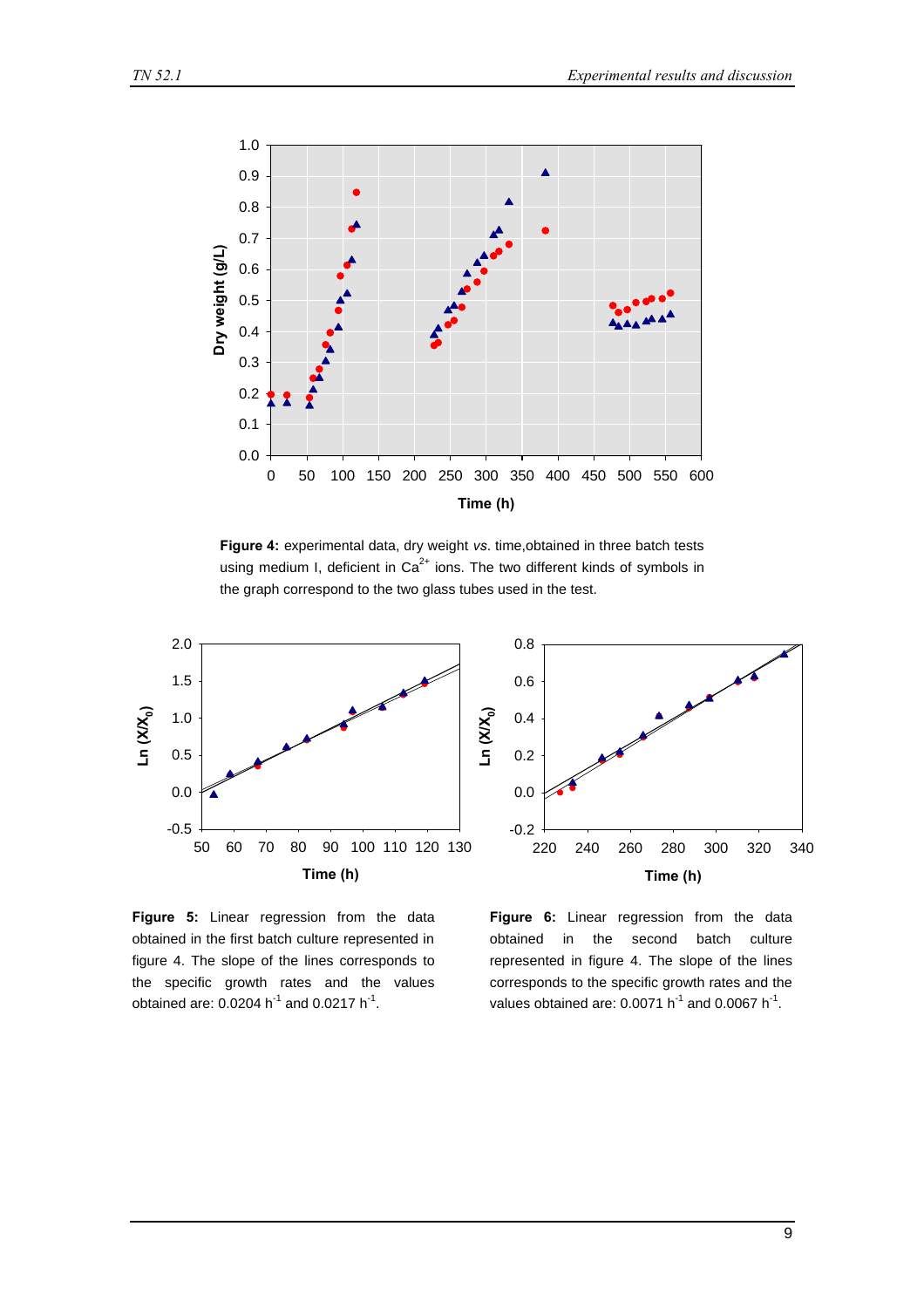**Figure 4:** experimental data, dry weight *vs.* time,obtained in three batch tests using medium I, deficient in $Ca^{2+}$ ions. The two different kinds of symbols in the graph correspond to the two glass tubes used in the test.

**Figure 5:** Linear regression from the data obtained in the first batch culture represented in figure 4. The slope of the lines corresponds to the specific growth rates and the values obtained are: 0.0204 $h^{-1}$ and 0.0217 $h^{-1}$.

**Figure 6:** Linear regression from the data obtained in the second batch culture represented in figure 4. The slope of the lines corresponds to the specific growth rates and the values obtained are: 0.0071 $h^{-1}$ and 0.0067 $h^{-1}$.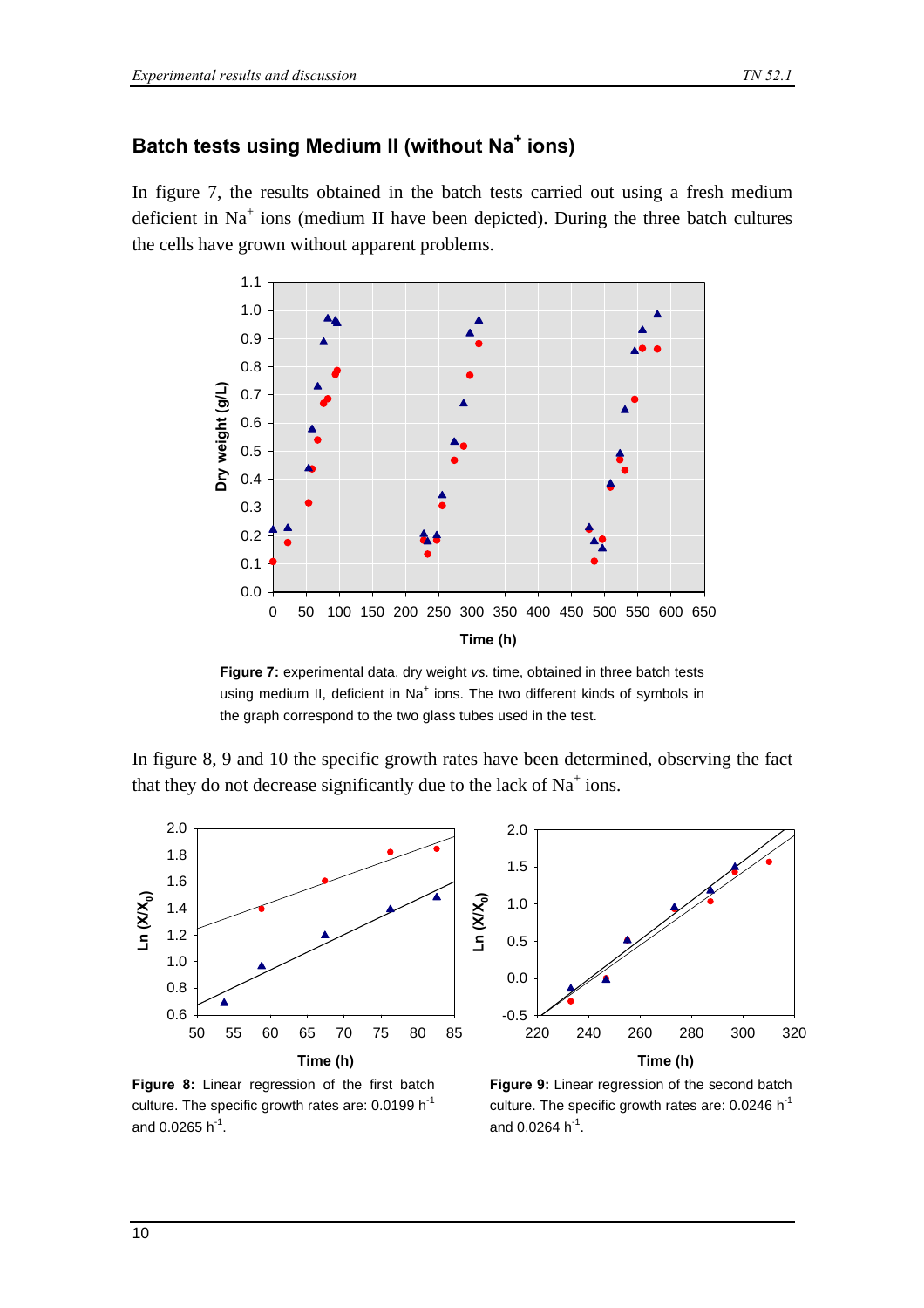## Batch tests using Medium II (without $Na^+$ ions)

In figure 7, the results obtained in the batch tests carried out using a fresh medium deficient in $Na^+$ ions (medium II have been depicted). During the three batch cultures the cells have grown without apparent problems.

**Figure 7:** experimental data, dry weight *vs.* time, obtained in three batch tests using medium II, deficient in $Na^+$ ions. The two different kinds of symbols in the graph correspond to the two glass tubes used in the test.

In figure 8, 9 and 10 the specific growth rates have been determined, observing the fact that they do not decrease significantly due to the lack of $Na^+$ ions.

**Figure 8:** Linear regression of the first batch culture. The specific growth rates are: 0.0199 $h^{-1}$ and 0.0265 $h^{-1}$.

**Figure 9:** Linear regression of the second batch culture. The specific growth rates are: 0.0246 $h^{-1}$ and 0.0264 $h^{-1}$.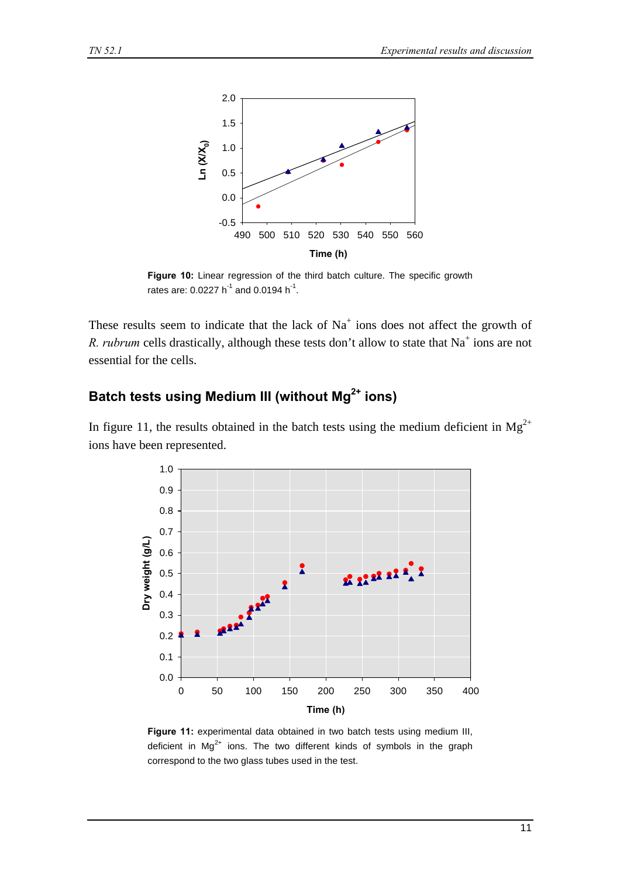**Figure 10:** Linear regression of the third batch culture. The specific growth rates are: 0.0227 $h^{-1}$ and 0.0194 $h^{-1}$.

These results seem to indicate that the lack of $Na^+$ ions does not affect the growth of *R. rubrum* cells drastically, although these tests don't allow to state that $Na^+$ ions are not essential for the cells.

## Batch tests using Medium III (without $Mg^{2+}$ ions)

In figure 11, the results obtained in the batch tests using the medium deficient in $Mg^{2+}$ ions have been represented.

**Figure 11:** experimental data obtained in two batch tests using medium III, deficient in $Mg^{2+}$ ions. The two different kinds of symbols in the graph correspond to the two glass tubes used in the test.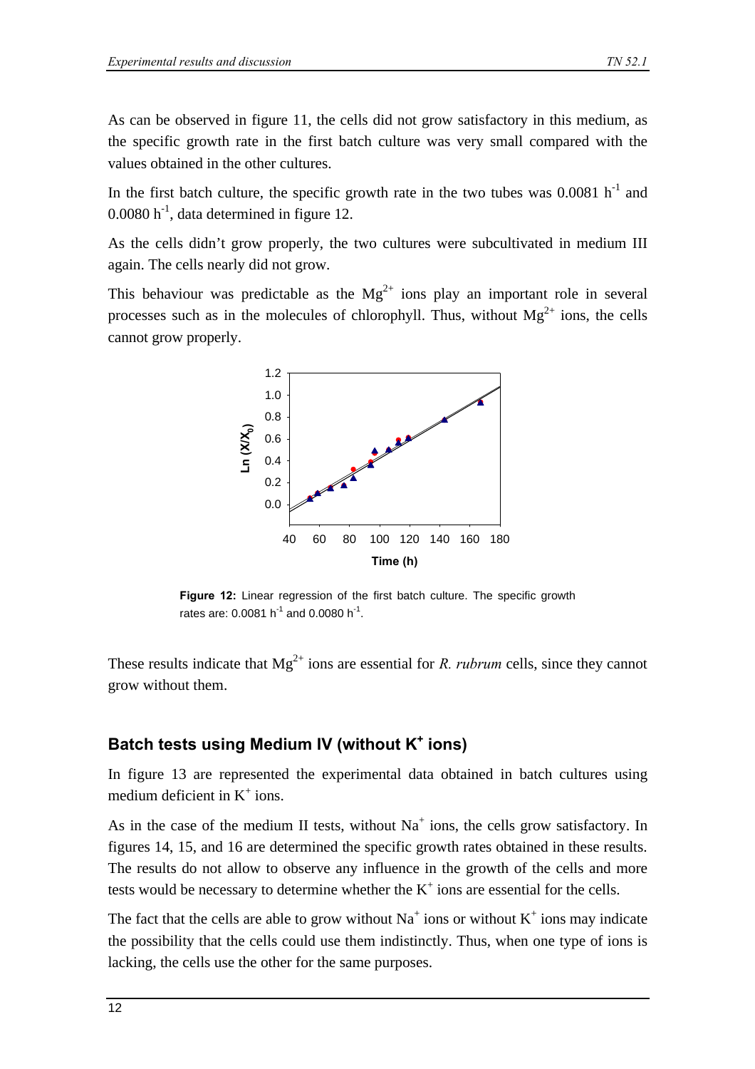As can be observed in figure 11, the cells did not grow satisfactory in this medium, as the specific growth rate in the first batch culture was very small compared with the values obtained in the other cultures.

In the first batch culture, the specific growth rate in the two tubes was 0.0081 $h^{-1}$ and 0.0080 $h^{-1}$, data determined in figure 12.

As the cells didn't grow properly, the two cultures were subcultivated in medium III again. The cells nearly did not grow.

This behaviour was predictable as the $Mg^{2+}$ ions play an important role in several processes such as in the molecules of chlorophyll. Thus, without $Mg^{2+}$ ions, the cells cannot grow properly.

**Figure 12:** Linear regression of the first batch culture. The specific growth rates are: 0.0081 $h^{-1}$ and 0.0080 $h^{-1}$.

These results indicate that $Mg^{2+}$ ions are essential for *R. rubrum* cells, since they cannot grow without them.

## Batch tests using Medium IV (without $K^+$ ions)

In figure 13 are represented the experimental data obtained in batch cultures using medium deficient in $K^+$ ions.

As in the case of the medium II tests, without $Na^+$ ions, the cells grow satisfactory. In figures 14, 15, and 16 are determined the specific growth rates obtained in these results. The results do not allow to observe any influence in the growth of the cells and more tests would be necessary to determine whether the $K^+$ ions are essential for the cells.

The fact that the cells are able to grow without $Na^+$ ions or without $K^+$ ions may indicate the possibility that the cells could use them indistinctly. Thus, when one type of ions is lacking, the cells use the other for the same purposes.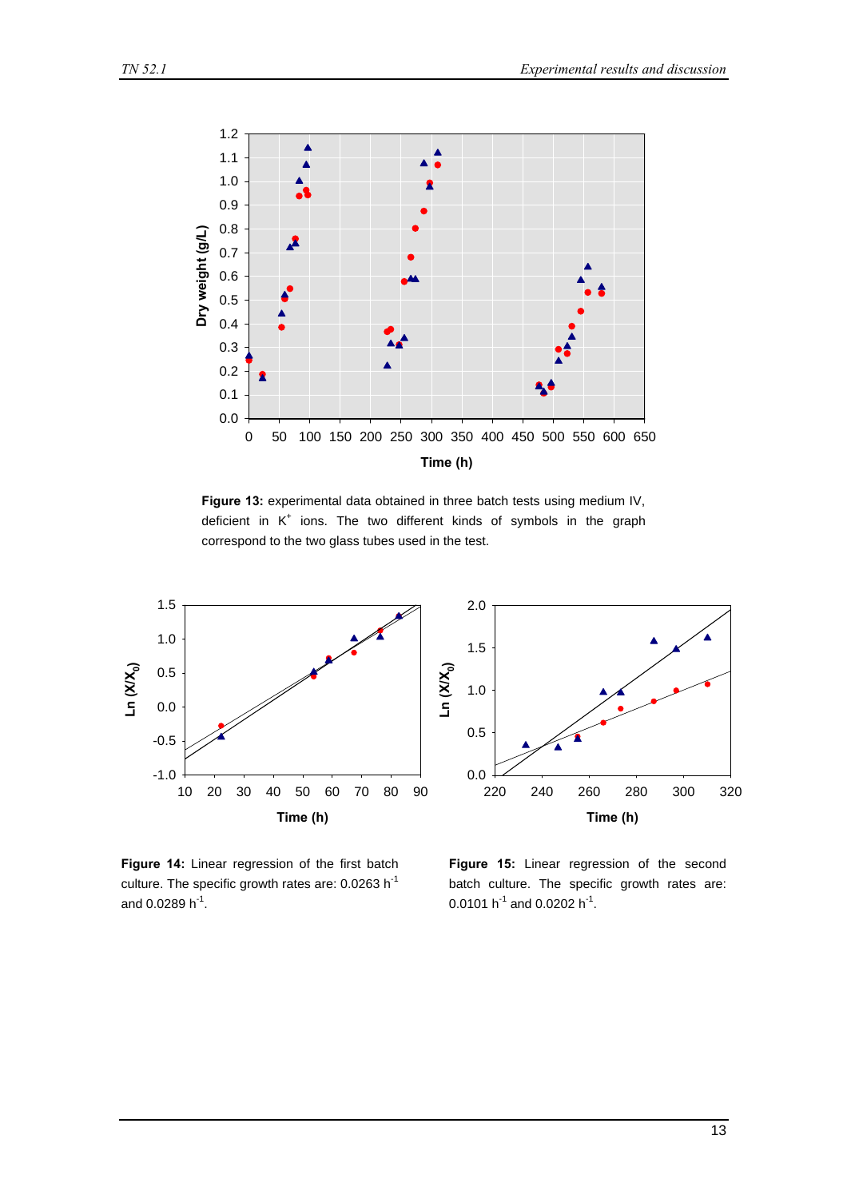**Figure 13:** experimental data obtained in three batch tests using medium IV, deficient in $K^+$ ions. The two different kinds of symbols in the graph correspond to the two glass tubes used in the test.

**Figure 14:** Linear regression of the first batch culture. The specific growth rates are: 0.0263 $h^{-1}$ and 0.0289 $h^{-1}$.

**Figure 15:** Linear regression of the second batch culture. The specific growth rates are: 0.0101 $h^{-1}$ and 0.0202 $h^{-1}$.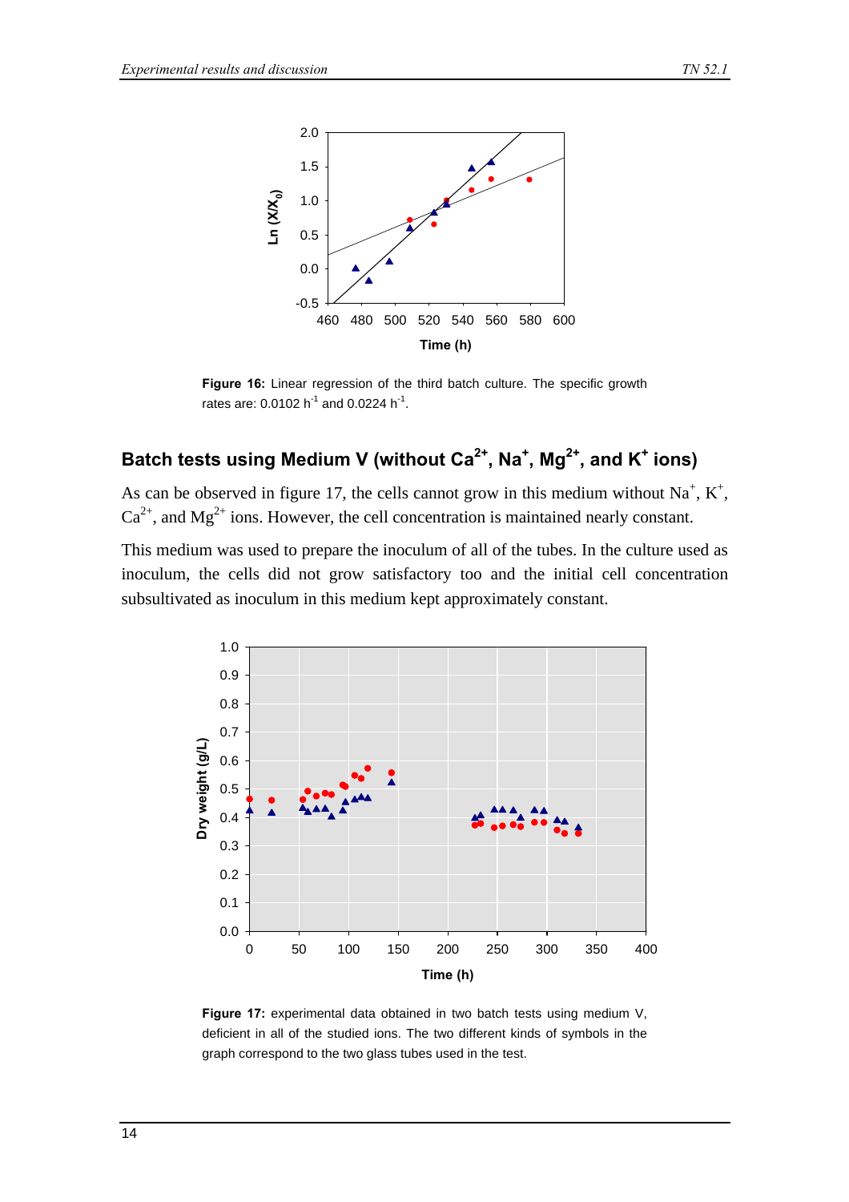Figure 16: Linear regression of the third batch culture. The specific growth rates are: 0.0102 $h^{-1}$ and 0.0224 $h^{-1}$.

## Batch tests using Medium V (without $Ca^{2+}$, $Na^{+}$, $Mg^{2+}$, and $K^{+}$ ions)

As can be observed in figure 17, the cells cannot grow in this medium without $Na^{+}$, $K^{+}$, $Ca^{2+}$, and $Mg^{2+}$ ions. However, the cell concentration is maintained nearly constant.

This medium was used to prepare the inoculum of all of the tubes. In the culture used as inoculum, the cells did not grow satisfactory too and the initial cell concentration subsultivated as inoculum in this medium kept approximately constant.

**Figure 17:** experimental data obtained in two batch tests using medium V, deficient in all of the studied ions. The two different kinds of symbols in the graph correspond to the two glass tubes used in the test.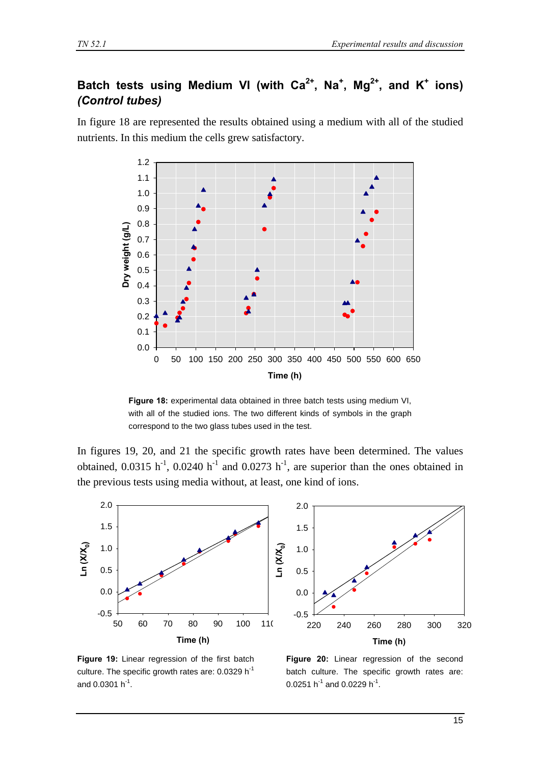## Batch tests using Medium VI (with $Ca^{2+}$, $Na^{+}$, $Mg^{2+}$, and $K^{+}$ ions) *(Control tubes)*

In figure 18 are represented the results obtained using a medium with all of the studied nutrients. In this medium the cells grew satisfactory.

**Figure 18:** experimental data obtained in three batch tests using medium VI, with all of the studied ions. The two different kinds of symbols in the graph correspond to the two glass tubes used in the test.

In figures 19, 20, and 21 the specific growth rates have been determined. The values obtained, 0.0315 $h^{-1}$, 0.0240 $h^{-1}$ and 0.0273 $h^{-1}$, are superior than the ones obtained in the previous tests using media without, at least, one kind of ions.

**Figure 19:** Linear regression of the first batch culture. The specific growth rates are: 0.0329 $h^{-1}$ and 0.0301 $h^{-1}$.

**Figure 20:** Linear regression of the second batch culture. The specific growth rates are: 0.0251 $h^{-1}$ and 0.0229 $h^{-1}$.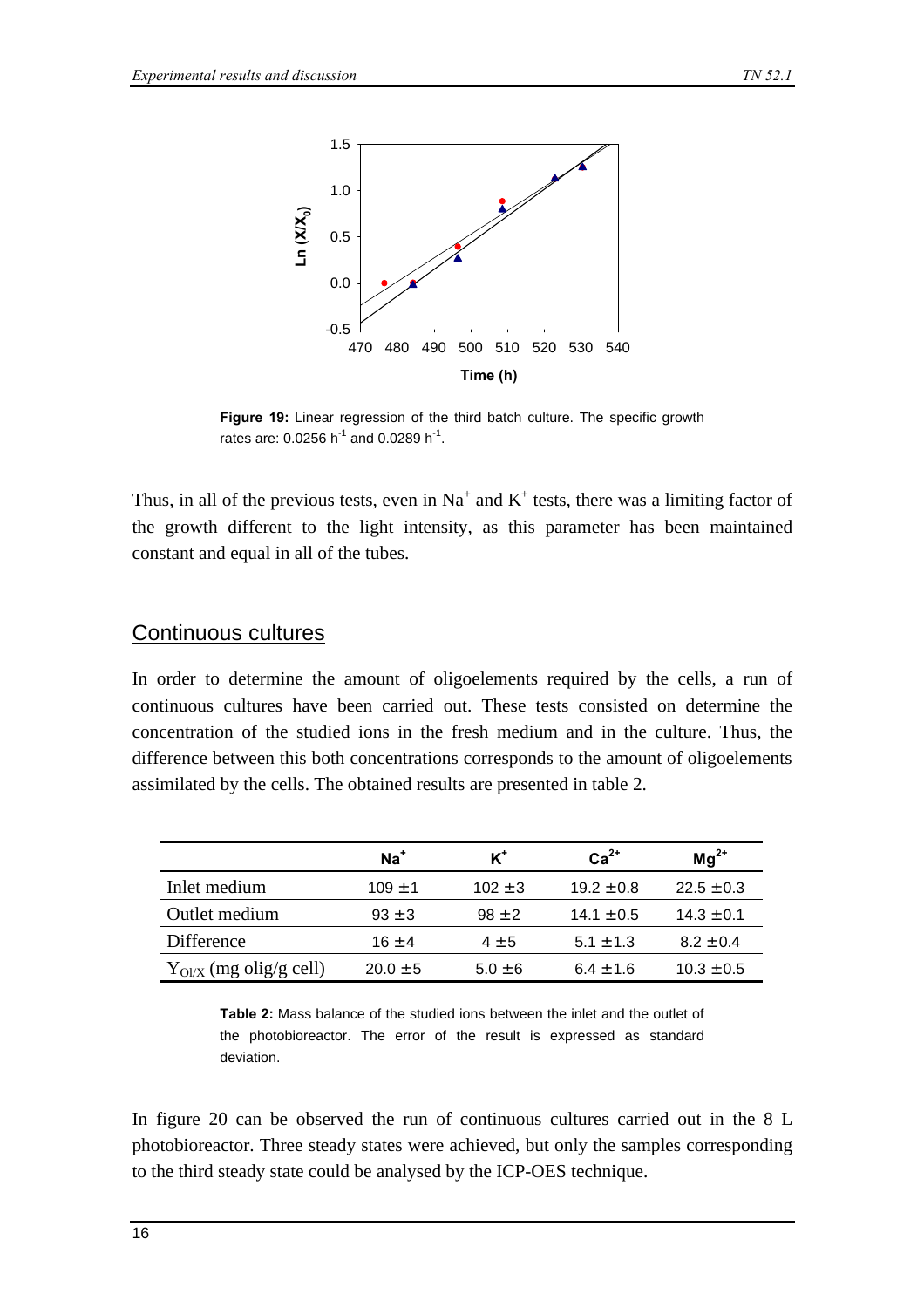**Figure 19:** Linear regression of the third batch culture. The specific growth rates are: 0.0256 $h^{-1}$ and 0.0289 $h^{-1}$.

Thus, in all of the previous tests, even in $Na^+$ and $K^+$ tests, there was a limiting factor of the growth different to the light intensity, as this parameter has been maintained constant and equal in all of the tubes.

## Continuous cultures

In order to determine the amount of oligoelements required by the cells, a run of continuous cultures have been carried out. These tests consisted on determine the concentration of the studied ions in the fresh medium and in the culture. Thus, the difference between this both concentrations corresponds to the amount of oligoelements assimilated by the cells. The obtained results are presented in table 2.

| | $Na^+$ | $K^+$ | $Ca^{2+}$ | $Mg^{2+}$ |
|---|---|---|---|---|
| Inlet medium | 109 ±1 | 102 ±3 | 19.2 ±0.8 | 22.5 ±0.3 |
| Outlet medium | 93 ±3 | 98 ±2 | 14.1 ±0.5 | 14.3 ±0.1 |
| Difference | 16 ±4 | 4 ±5 | 5.1 ±1.3 | 8.2 ±0.4 |
| $Y_{Ol/X}$ (mg olig/g cell) | 20.0 ±5 | 5.0 ±6 | 6.4 ±1.6 | 10.3 ±0.5 |

**Table 2:** Mass balance of the studied ions between the inlet and the outlet of the photobioreactor. The error of the result is expressed as standard deviation.

In figure 20 can be observed the run of continuous cultures carried out in the 8 L photobioreactor. Three steady states were achieved, but only the samples corresponding to the third steady state could be analysed by the ICP-OES technique.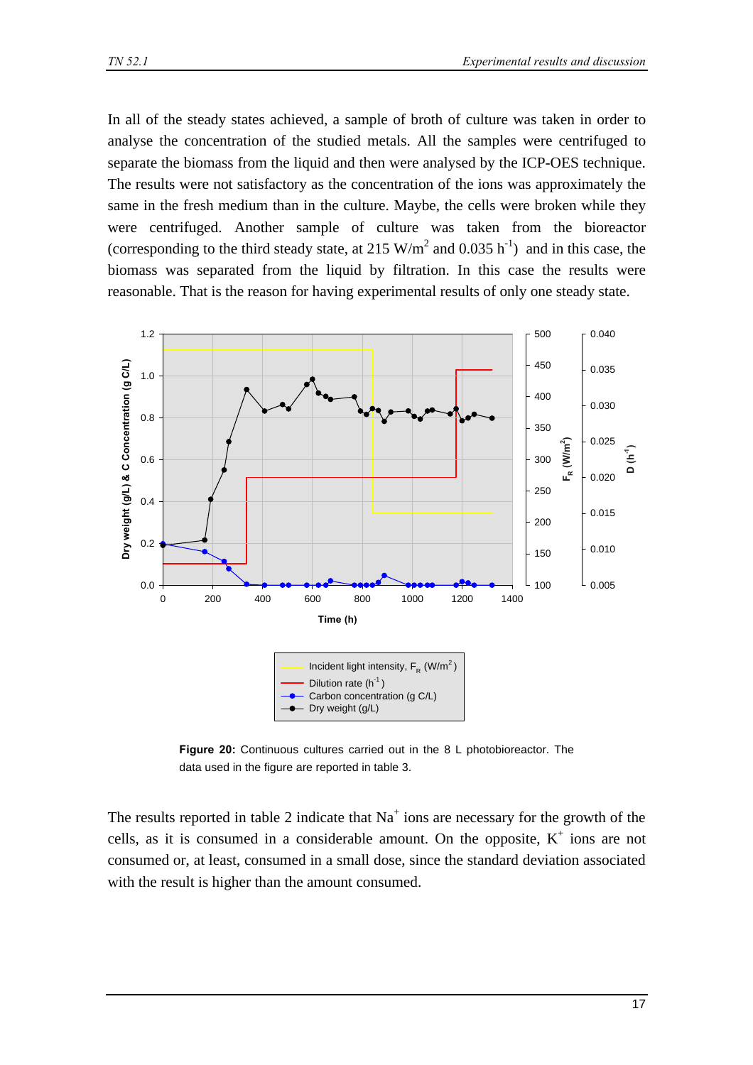In all of the steady states achieved, a sample of broth of culture was taken in order to analyse the concentration of the studied metals. All the samples were centrifuged to separate the biomass from the liquid and then were analysed by the ICP-OES technique. The results were not satisfactory as the concentration of the ions was approximately the same in the fresh medium than in the culture. Maybe, the cells were broken while they were centrifuged. Another sample of culture was taken from the bioreactor (corresponding to the third steady state, at 215 W/m$^2$ and 0.035 h$^{-1}$) and in this case, the biomass was separated from the liquid by filtration. In this case the results were reasonable. That is the reason for having experimental results of only one steady state.

**Figure 20:** Continuous cultures carried out in the 8 L photobioreactor. The data used in the figure are reported in table 3.

The results reported in table 2 indicate that $Na^+$ ions are necessary for the growth of the cells, as it is consumed in a considerable amount. On the opposite, $K^+$ ions are not consumed or, at least, consumed in a small dose, since the standard deviation associated with the result is higher than the amount consumed.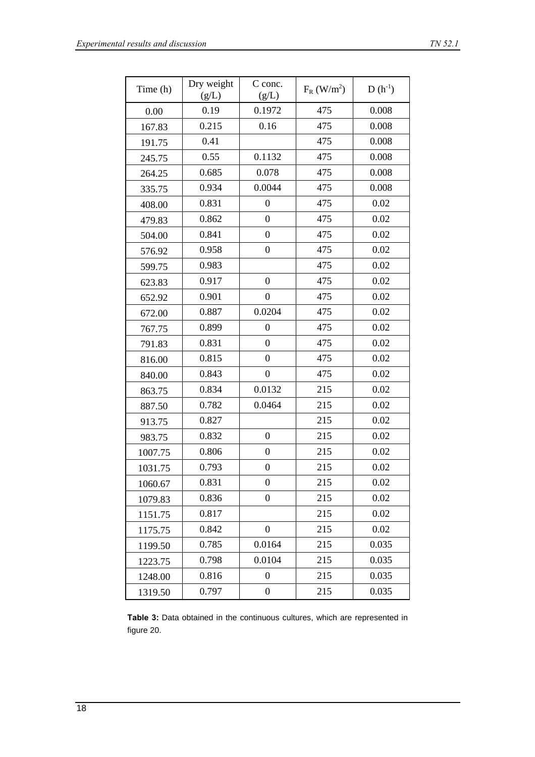| Time (h) | Dry weight (g/L) | C conc. (g/L) | $F_R$ (W/m$^2$) | D (h$^{-1}$) |
|---|---|---|---|---|
| 0.00 | 0.19 | 0.1972 | 475 | 0.008 |
| 167.83 | 0.215 | 0.16 | 475 | 0.008 |
| 191.75 | 0.41 | | 475 | 0.008 |
| 245.75 | 0.55 | 0.1132 | 475 | 0.008 |
| 264.25 | 0.685 | 0.078 | 475 | 0.008 |
| 335.75 | 0.934 | 0.0044 | 475 | 0.008 |
| 408.00 | 0.831 | 0 | 475 | 0.02 |
| 479.83 | 0.862 | 0 | 475 | 0.02 |
| 504.00 | 0.841 | 0 | 475 | 0.02 |
| 576.92 | 0.958 | 0 | 475 | 0.02 |
| 599.75 | 0.983 | | 475 | 0.02 |
| 623.83 | 0.917 | 0 | 475 | 0.02 |
| 652.92 | 0.901 | 0 | 475 | 0.02 |
| 672.00 | 0.887 | 0.0204 | 475 | 0.02 |
| 767.75 | 0.899 | 0 | 475 | 0.02 |
| 791.83 | 0.831 | 0 | 475 | 0.02 |
| 816.00 | 0.815 | 0 | 475 | 0.02 |
| 840.00 | 0.843 | 0 | 475 | 0.02 |
| 863.75 | 0.834 | 0.0132 | 215 | 0.02 |
| 887.50 | 0.782 | 0.0464 | 215 | 0.02 |
| 913.75 | 0.827 | | 215 | 0.02 |
| 983.75 | 0.832 | 0 | 215 | 0.02 |
| 1007.75 | 0.806 | 0 | 215 | 0.02 |
| 1031.75 | 0.793 | 0 | 215 | 0.02 |
| 1060.67 | 0.831 | 0 | 215 | 0.02 |
| 1079.83 | 0.836 | 0 | 215 | 0.02 |
| 1151.75 | 0.817 | | 215 | 0.02 |
| 1175.75 | 0.842 | 0 | 215 | 0.02 |
| 1199.50 | 0.785 | 0.0164 | 215 | 0.035 |
| 1223.75 | 0.798 | 0.0104 | 215 | 0.035 |
| 1248.00 | 0.816 | 0 | 215 | 0.035 |
| 1319.50 | 0.797 | 0 | 215 | 0.035 |

**Table 3:** Data obtained in the continuous cultures, which are represented in figure 20.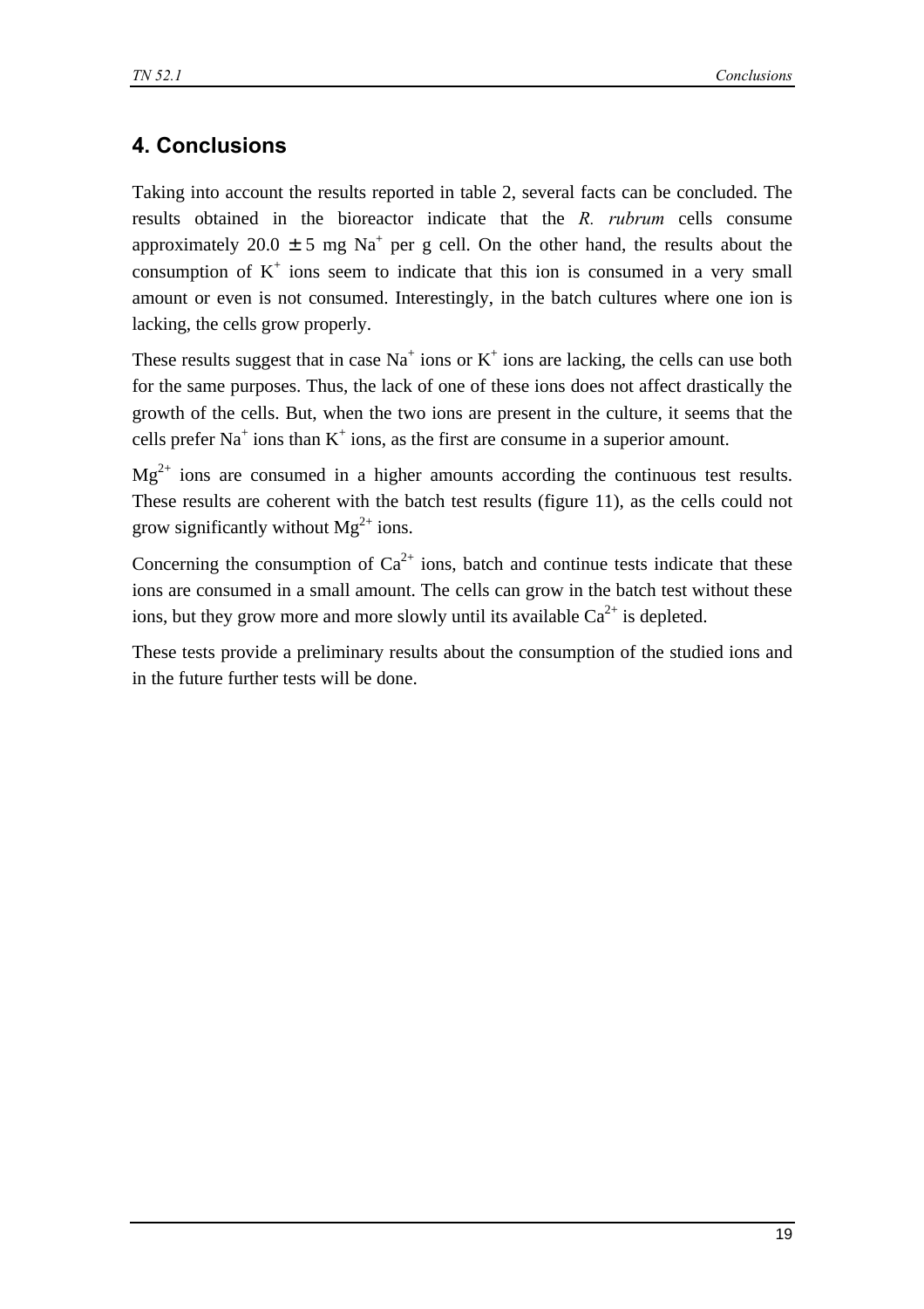## 4. Conclusions

Taking into account the results reported in table 2, several facts can be concluded. The results obtained in the bioreactor indicate that the *R. rubrum* cells consume approximately 20.0 ± 5 mg $Na^+$ per g cell. On the other hand, the results about the consumption of $K^+$ ions seem to indicate that this ion is consumed in a very small amount or even is not consumed. Interestingly, in the batch cultures where one ion is lacking, the cells grow properly.

These results suggest that in case $Na^+$ ions or $K^+$ ions are lacking, the cells can use both for the same purposes. Thus, the lack of one of these ions does not affect drastically the growth of the cells. But, when the two ions are present in the culture, it seems that the cells prefer $Na^+$ ions than $K^+$ ions, as the first are consume in a superior amount.

$Mg^{2+}$ ions are consumed in a higher amounts according the continuous test results. These results are coherent with the batch test results (figure 11), as the cells could not grow significantly without $Mg^{2+}$ ions.

Concerning the consumption of $Ca^{2+}$ ions, batch and continue tests indicate that these ions are consumed in a small amount. The cells can grow in the batch test without these ions, but they grow more and more slowly until its available $Ca^{2+}$ is depleted.

These tests provide a preliminary results about the consumption of the studied ions and in the future further tests will be done.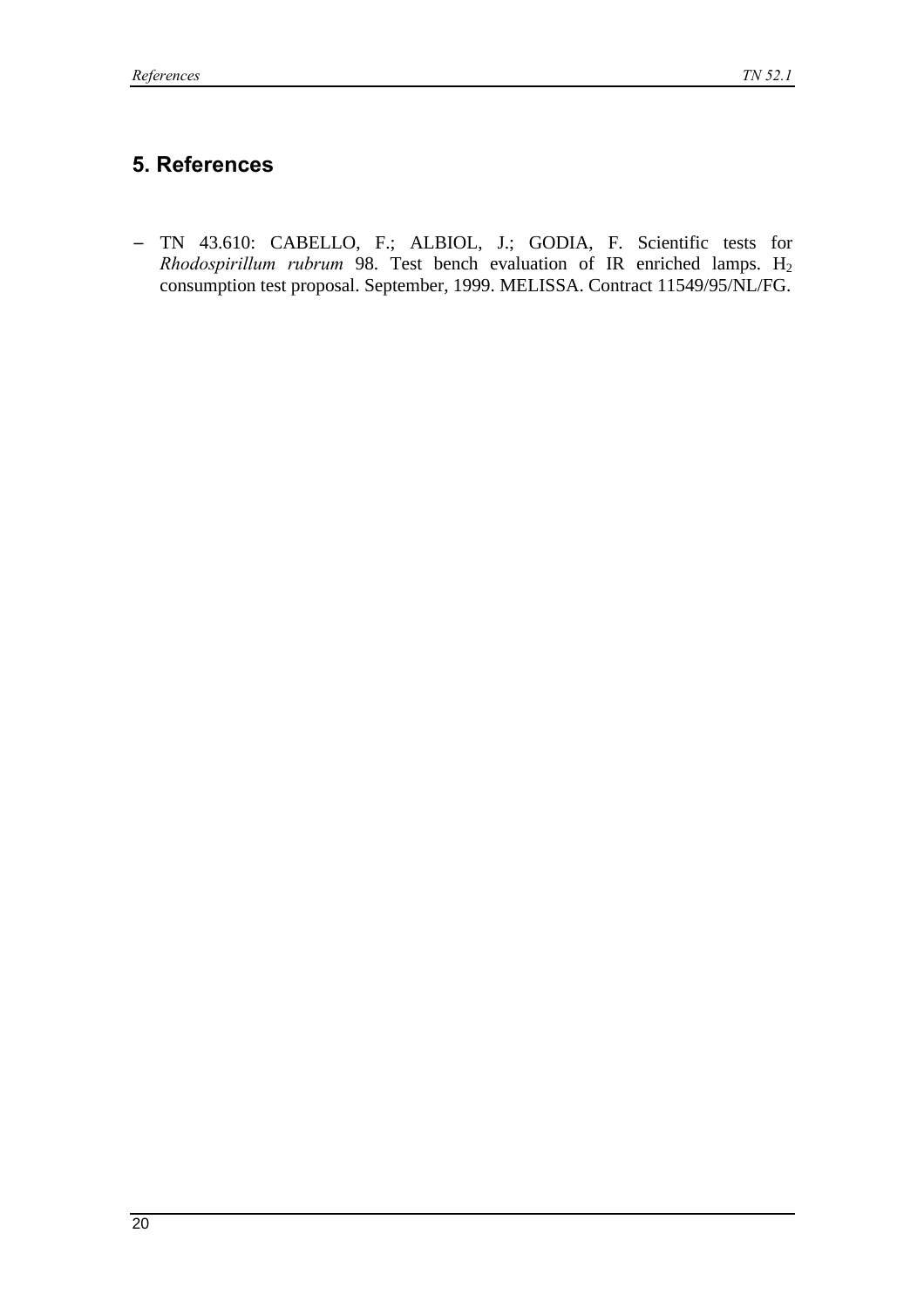## 5. References

- TN 43.610: CABELLO, F.; ALBIOL, J.; GODIA, F. Scientific tests for *Rhodospirillum rubrum* 98. Test bench evaluation of IR enriched lamps. $H_2$ consumption test proposal. September, 1999. MELISSA. Contract 11549/95/NL/FG.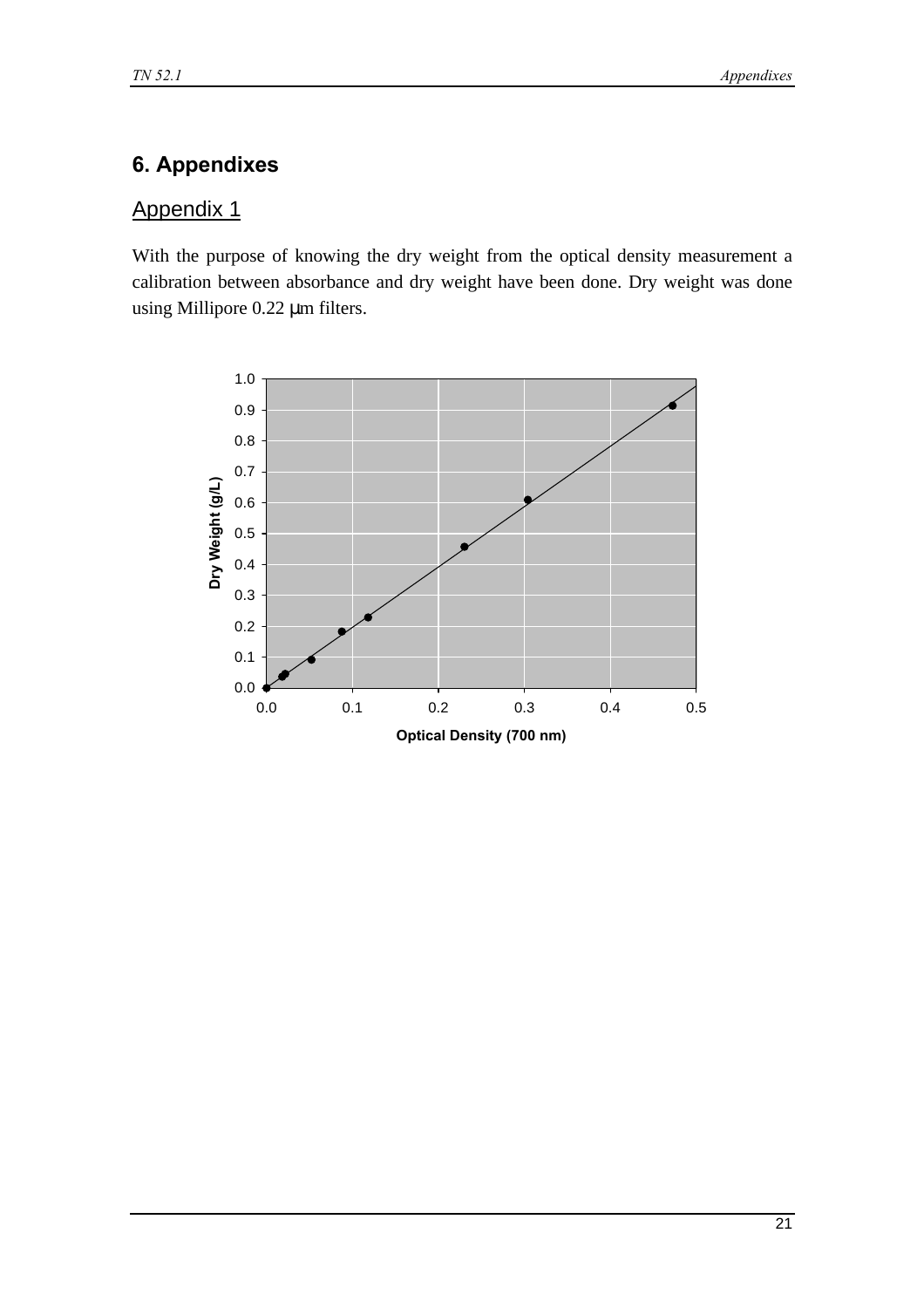# 6. Appendixes

## Appendix 1

With the purpose of knowing the dry weight from the optical density measurement a calibration between absorbance and dry weight have been done. Dry weight was done using Millipore 0.22 μm filters.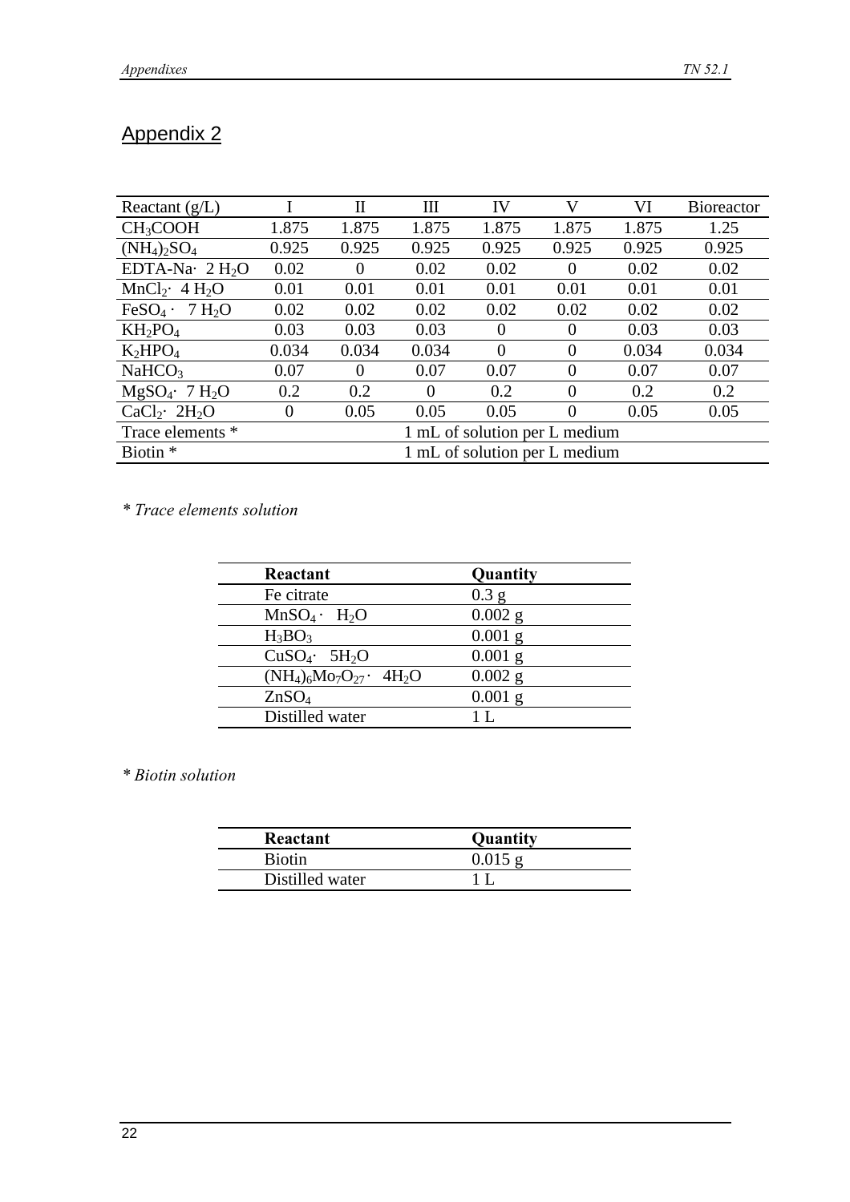## Appendix 2

| Reactant (g/L) | I | II | III | IV | V | VI | Bioreactor |
|---|---|---|---|---|---|---|---|
| $CH_3COOH$ | 1.875 | 1.875 | 1.875 | 1.875 | 1.875 | 1.875 | 1.25 |
| $(NH_4)_2SO_4$ | 0.925 | 0.925 | 0.925 | 0.925 | 0.925 | 0.925 | 0.925 |
| EDTA-Na· $2\ H_2O$ | 0.02 | 0 | 0.02 | 0.02 | 0 | 0.02 | 0.02 |
| $MnCl_2 \cdot 4\ H_2O$ | 0.01 | 0.01 | 0.01 | 0.01 | 0.01 | 0.01 | 0.01 |
| $FeSO_4 \cdot 7\ H_2O$ | 0.02 | 0.02 | 0.02 | 0.02 | 0.02 | 0.02 | 0.02 |
| $KH_2PO_4$ | 0.03 | 0.03 | 0.03 | 0 | 0 | 0.03 | 0.03 |
| $K_2HPO_4$ | 0.034 | 0.034 | 0.034 | 0 | 0 | 0.034 | 0.034 |
| $NaHCO_3$ | 0.07 | 0 | 0.07 | 0.07 | 0 | 0.07 | 0.07 |
| $MgSO_4 \cdot 7\ H_2O$ | 0.2 | 0.2 | 0 | 0.2 | 0 | 0.2 | 0.2 |
| $CaCl_2 \cdot 2H_2O$ | 0 | 0.05 | 0.05 | 0.05 | 0 | 0.05 | 0.05 |
| Trace elements * | 1 mL of solution per L medium | | | | | | |
| Biotin * | 1 mL of solution per L medium | | | | | | |

*\* Trace elements solution*

| Reactant | Quantity |
|---|---|
| Fe citrate | 0.3 g |
| $MnSO_4 \cdot H_2O$ | 0.002 g |
| $H_3BO_3$ | 0.001 g |
| $CuSO_4 \cdot 5H_2O$ | 0.001 g |
| $(NH_4)_6Mo_7O_{27} \cdot 4H_2O$ | 0.002 g |
| $ZnSO_4$ | 0.001 g |
| Distilled water | 1 L |

*\* Biotin solution*

| Reactant | Quantity |
|---|---|
| Biotin | 0.015 g |
| Distilled water | 1 L |